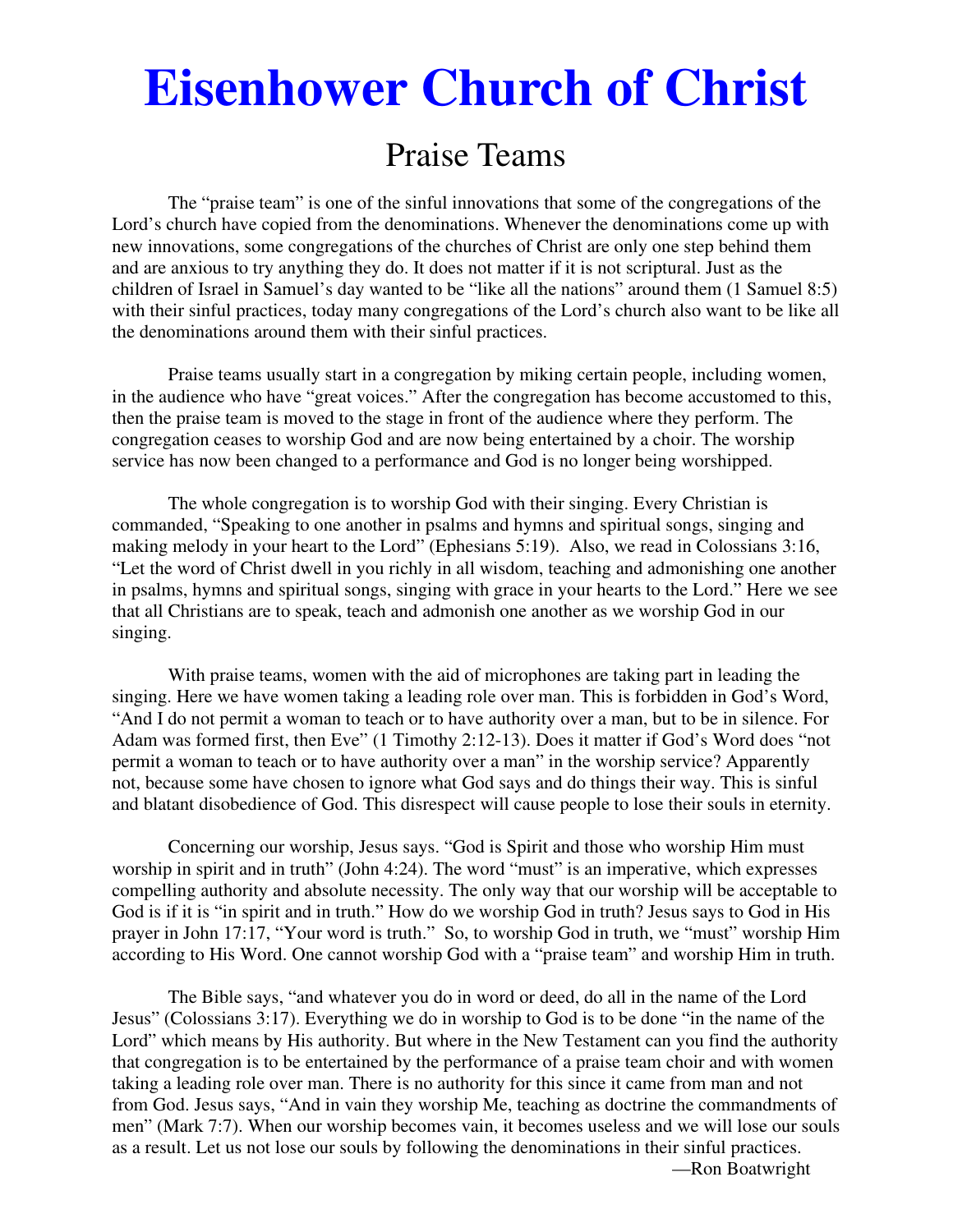# Eisenhower Church of Christ

## Praise Teams

The "praise team" is one of the sinful innovations that some of the congregations of the Lord's church have copied from the denominations. Whenever the denominations come up with new innovations, some congregations of the churches of Christ are only one step behind them and are anxious to try anything they do. It does not matter if it is not scriptural. Just as the children of Israel in Samuel's day wanted to be "like all the nations" around them (1 Samuel 8:5) with their sinful practices, today many congregations of the Lord's church also want to be like all the denominations around them with their sinful practices.

Praise teams usually start in a congregation by miking certain people, including women, in the audience who have "great voices." After the congregation has become accustomed to this, then the praise team is moved to the stage in front of the audience where they perform. The congregation ceases to worship God and are now being entertained by a choir. The worship service has now been changed to a performance and God is no longer being worshipped.

The whole congregation is to worship God with their singing. Every Christian is commanded, "Speaking to one another in psalms and hymns and spiritual songs, singing and making melody in your heart to the Lord" (Ephesians 5:19). Also, we read in Colossians 3:16, "Let the word of Christ dwell in you richly in all wisdom, teaching and admonishing one another in psalms, hymns and spiritual songs, singing with grace in your hearts to the Lord." Here we see that all Christians are to speak, teach and admonish one another as we worship God in our singing.

With praise teams, women with the aid of microphones are taking part in leading the singing. Here we have women taking a leading role over man. This is forbidden in God's Word, "And I do not permit a woman to teach or to have authority over a man, but to be in silence. For Adam was formed first, then Eve" (1 Timothy 2:12-13). Does it matter if God's Word does "not permit a woman to teach or to have authority over a man" in the worship service? Apparently not, because some have chosen to ignore what God says and do things their way. This is sinful and blatant disobedience of God. This disrespect will cause people to lose their souls in eternity.

Concerning our worship, Jesus says. "God is Spirit and those who worship Him must worship in spirit and in truth" (John 4:24). The word "must" is an imperative, which expresses compelling authority and absolute necessity. The only way that our worship will be acceptable to God is if it is "in spirit and in truth." How do we worship God in truth? Jesus says to God in His prayer in John 17:17, "Your word is truth." So, to worship God in truth, we "must" worship Him according to His Word. One cannot worship God with a "praise team" and worship Him in truth.

The Bible says, "and whatever you do in word or deed, do all in the name of the Lord Jesus" (Colossians 3:17). Everything we do in worship to God is to be done "in the name of the Lord" which means by His authority. But where in the New Testament can you find the authority that congregation is to be entertained by the performance of a praise team choir and with women taking a leading role over man. There is no authority for this since it came from man and not from God. Jesus says, "And in vain they worship Me, teaching as doctrine the commandments of men" (Mark 7:7). When our worship becomes vain, it becomes useless and we will lose our souls as a result. Let us not lose our souls by following the denominations in their sinful practices.

—Ron Boatwright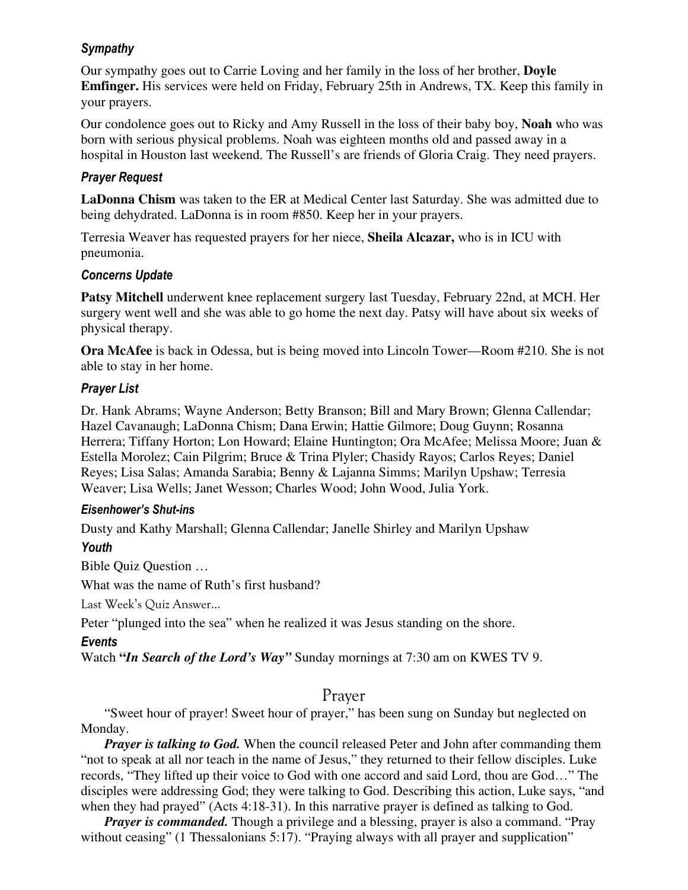### *Sympathy*

Our sympathy goes out to Carrie Loving and her family in the loss of her brother, **Doyle Emfinger.** His services were held on Friday, February 25th in Andrews, TX. Keep this family in your prayers.

Our condolence goes out to Ricky and Amy Russell in the loss of their baby boy, **Noah** who was born with serious physical problems. Noah was eighteen months old and passed away in a hospital in Houston last weekend. The Russell's are friends of Gloria Craig. They need prayers.

### *Prayer Request*

**LaDonna Chism** was taken to the ER at Medical Center last Saturday. She was admitted due to being dehydrated. LaDonna is in room #850. Keep her in your prayers.

Terresia Weaver has requested prayers for her niece, **Sheila Alcazar,** who is in ICU with pneumonia.

### *Concerns Update*

**Patsy Mitchell** underwent knee replacement surgery last Tuesday, February 22nd, at MCH. Her surgery went well and she was able to go home the next day. Patsy will have about six weeks of physical therapy.

**Ora McAfee** is back in Odessa, but is being moved into Lincoln Tower—Room #210. She is not able to stay in her home.

### *Prayer List*

Dr. Hank Abrams; Wayne Anderson; Betty Branson; Bill and Mary Brown; Glenna Callendar; Hazel Cavanaugh; LaDonna Chism; Dana Erwin; Hattie Gilmore; Doug Guynn; Rosanna Herrera; Tiffany Horton; Lon Howard; Elaine Huntington; Ora McAfee; Melissa Moore; Juan & Estella Morolez; Cain Pilgrim; Bruce & Trina Plyler; Chasidy Rayos; Carlos Reyes; Daniel Reyes; Lisa Salas; Amanda Sarabia; Benny & Lajanna Simms; Marilyn Upshaw; Terresia Weaver; Lisa Wells; Janet Wesson; Charles Wood; John Wood, Julia York.

### *Eisenhower's Shut-ins*

Dusty and Kathy Marshall; Glenna Callendar; Janelle Shirley and Marilyn Upshaw

### *Youth*

Bible Quiz Question …

What was the name of Ruth's first husband?

Last Week's Quiz Answer…

Peter "plunged into the sea" when he realized it was Jesus standing on the shore.

### *Events*

Watch ***"In Search of the Lord's Way"*** Sunday mornings at 7:30 am on KWES TV 9.

## Prayer

"Sweet hour of prayer! Sweet hour of prayer," has been sung on Sunday but neglected on Monday.

***Prayer is talking to God.*** When the council released Peter and John after commanding them "not to speak at all nor teach in the name of Jesus," they returned to their fellow disciples. Luke records, "They lifted up their voice to God with one accord and said Lord, thou are God…" The disciples were addressing God; they were talking to God. Describing this action, Luke says, "and when they had prayed" (Acts 4:18-31). In this narrative prayer is defined as talking to God.

***Prayer is commanded.*** Though a privilege and a blessing, prayer is also a command. "Pray without ceasing" (1 Thessalonians 5:17). "Praying always with all prayer and supplication"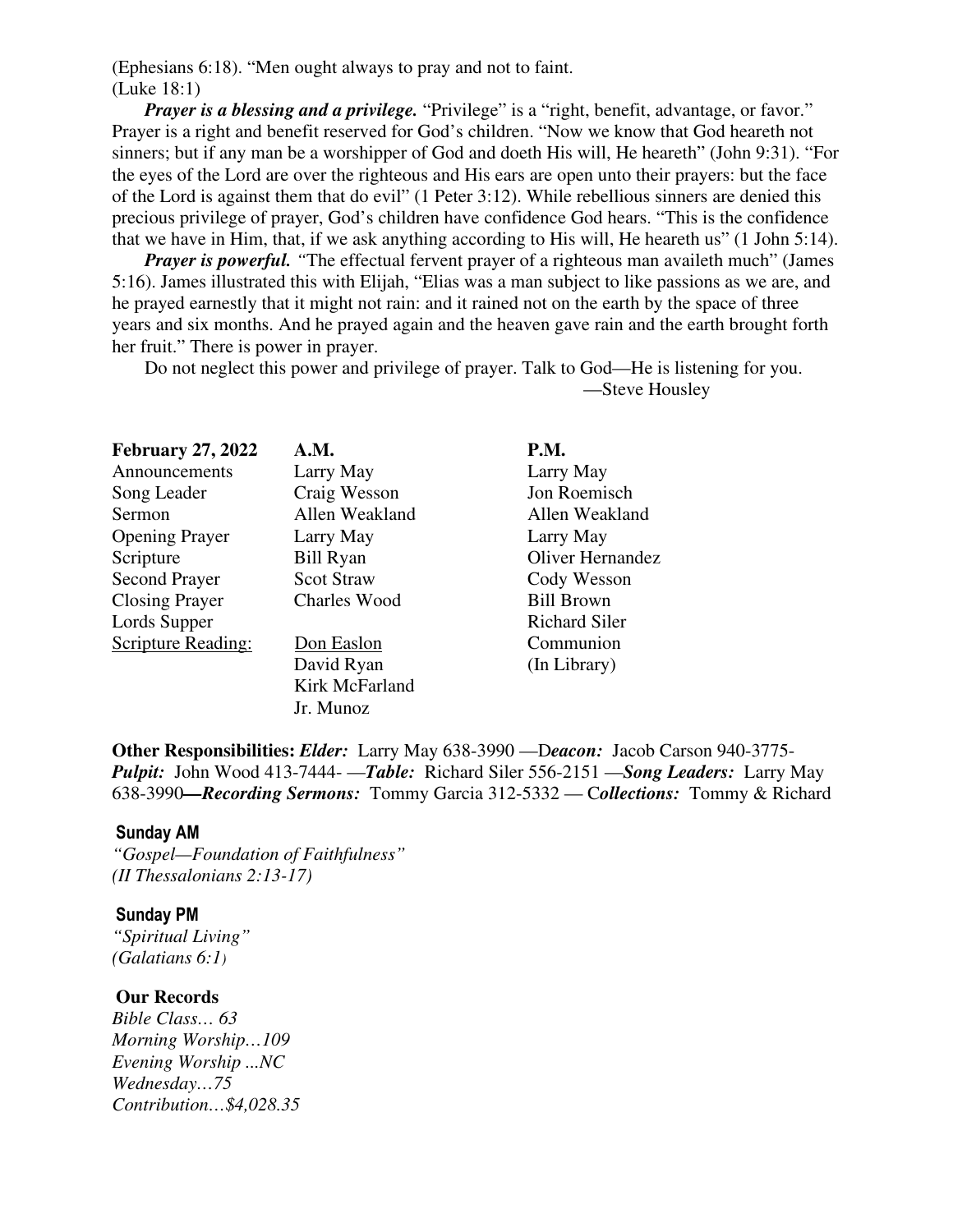(Ephesians 6:18). "Men ought always to pray and not to faint.
(Luke 18:1)

***Prayer is a blessing and a privilege.*** "Privilege" is a "right, benefit, advantage, or favor." Prayer is a right and benefit reserved for God's children. "Now we know that God heareth not sinners; but if any man be a worshipper of God and doeth His will, He heareth" (John 9:31). "For the eyes of the Lord are over the righteous and His ears are open unto their prayers: but the face of the Lord is against them that do evil" (1 Peter 3:12). While rebellious sinners are denied this precious privilege of prayer, God's children have confidence God hears. "This is the confidence that we have in Him, that, if we ask anything according to His will, He heareth us" (1 John 5:14).

***Prayer is powerful.*** "The effectual fervent prayer of a righteous man availeth much" (James 5:16). James illustrated this with Elijah, "Elias was a man subject to like passions as we are, and he prayed earnestly that it might not rain: and it rained not on the earth by the space of three years and six months. And he prayed again and the heaven gave rain and the earth brought forth her fruit." There is power in prayer.

Do not neglect this power and privilege of prayer. Talk to God—He is listening for you.

—Steve Housley

| **February 27, 2022** | **A.M.** | **P.M.** |
|---|---|---|
| Announcements | Larry May | Larry May |
| Song Leader | Craig Wesson | Jon Roemisch |
| Sermon | Allen Weakland | Allen Weakland |
| Opening Prayer | Larry May | Larry May |
| Scripture | Bill Ryan | Oliver Hernandez |
| Second Prayer | Scot Straw | Cody Wesson |
| Closing Prayer | Charles Wood | Bill Brown |
| Lords Supper | | Richard Siler |
| Scripture Reading: | Don Easlon | Communion |
| | David Ryan | (In Library) |
| | Kirk McFarland | |
| | Jr. Munoz | |

**Other Responsibilities:** ***Elder:*** Larry May 638-3990 —***Deacon:*** Jacob Carson 940-3775- ***Pulpit:*** John Wood 413-7444- —***Table:*** Richard Siler 556-2151 —***Song Leaders:*** Larry May 638-3990—***Recording Sermons:*** Tommy Garcia 312-5332 — ***Collections:*** Tommy & Richard

**Sunday AM**

*"Gospel—Foundation of Faithfulness"*
*(II Thessalonians 2:13-17)*

**Sunday PM**

*"Spiritual Living"*
*(Galatians 6:1)*

**Our Records**

*Bible Class… 63*
*Morning Worship…109*
*Evening Worship ...NC*
*Wednesday…75*
*Contribution…$4,028.35*